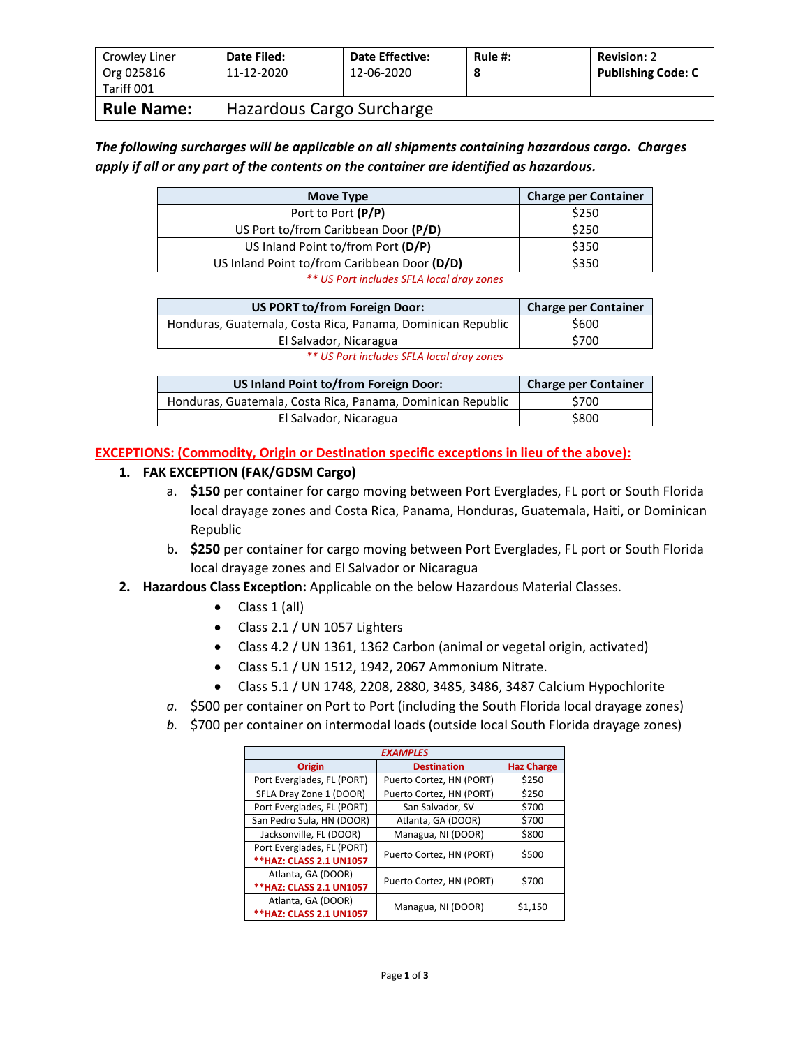| Crowley Liner Org 025816 Tariff 001 | **Date Filed:** 11-12-2020 | **Date Effective:** 12-06-2020 | **Rule #:** 8 | **Revision:** 2 **Publishing Code: C** |
|---|---|---|---|---|
| **Rule Name:** | Hazardous Cargo Surcharge | | | |

***The following surcharges will be applicable on all shipments containing hazardous cargo. Charges apply if all or any part of the contents on the container are identified as hazardous.***

| Move Type | Charge per Container |
|---|---|
| Port to Port **(P/P)** | $250 |
| US Port to/from Caribbean Door **(P/D)** | $250 |
| US Inland Point to/from Port **(D/P)** | $350 |
| US Inland Point to/from Caribbean Door **(D/D)** | $350 |

*** US Port includes SFLA local dray zones*

| US PORT to/from Foreign Door: | Charge per Container |
|---|---|
| Honduras, Guatemala, Costa Rica, Panama, Dominican Republic | $600 |
| El Salvador, Nicaragua | $700 |

*** US Port includes SFLA local dray zones*

| US Inland Point to/from Foreign Door: | Charge per Container |
|---|---|
| Honduras, Guatemala, Costa Rica, Panama, Dominican Republic | $700 |
| El Salvador, Nicaragua | $800 |

**EXCEPTIONS: (Commodity, Origin or Destination specific exceptions in lieu of the above):**

1. **FAK EXCEPTION (FAK/GDSM Cargo)**
   a. **$150** per container for cargo moving between Port Everglades, FL port or South Florida local drayage zones and Costa Rica, Panama, Honduras, Guatemala, Haiti, or Dominican Republic
   b. **$250** per container for cargo moving between Port Everglades, FL port or South Florida local drayage zones and El Salvador or Nicaragua
2. **Hazardous Class Exception:** Applicable on the below Hazardous Material Classes.
   - Class 1 (all)
   - Class 2.1 / UN 1057 Lighters
   - Class 4.2 / UN 1361, 1362 Carbon (animal or vegetal origin, activated)
   - Class 5.1 / UN 1512, 1942, 2067 Ammonium Nitrate.
   - Class 5.1 / UN 1748, 2208, 2880, 3485, 3486, 3487 Calcium Hypochlorite

   *a.* $500 per container on Port to Port (including the South Florida local drayage zones)
   *b.* $700 per container on intermodal loads (outside local South Florida drayage zones)

| *EXAMPLES* | | |
|---|---|---|
| **Origin** | **Destination** | **Haz Charge** |
| Port Everglades, FL (PORT) | Puerto Cortez, HN (PORT) | $250 |
| SFLA Dray Zone 1 (DOOR) | Puerto Cortez, HN (PORT) | $250 |
| Port Everglades, FL (PORT) | San Salvador, SV | $700 |
| San Pedro Sula, HN (DOOR) | Atlanta, GA (DOOR) | $700 |
| Jacksonville, FL (DOOR) | Managua, NI (DOOR) | $800 |
| Port Everglades, FL (PORT) **\*\*HAZ: CLASS 2.1 UN1057** | Puerto Cortez, HN (PORT) | $500 |
| Atlanta, GA (DOOR) **\*\*HAZ: CLASS 2.1 UN1057** | Puerto Cortez, HN (PORT) | $700 |
| Atlanta, GA (DOOR) **\*\*HAZ: CLASS 2.1 UN1057** | Managua, NI (DOOR) | $1,150 |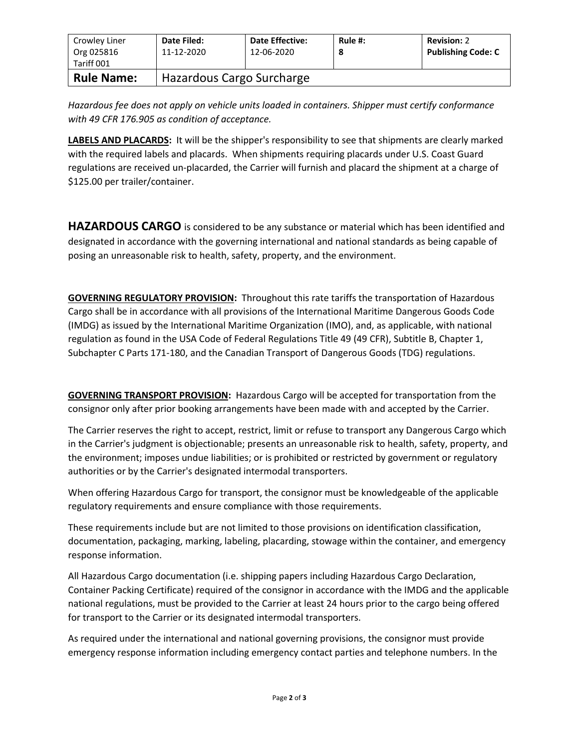| Crowley Liner Org 025816 Tariff 001 | Date Filed: 11-12-2020 | Date Effective: 12-06-2020 | Rule #: 8 | Revision: 2 Publishing Code: C |
|---|---|---|---|---|
| **Rule Name:** | Hazardous Cargo Surcharge | | | |

*Hazardous fee does not apply on vehicle units loaded in containers. Shipper must certify conformance with 49 CFR 176.905 as condition of acceptance.*

**LABELS AND PLACARDS:** It will be the shipper's responsibility to see that shipments are clearly marked with the required labels and placards. When shipments requiring placards under U.S. Coast Guard regulations are received un-placarded, the Carrier will furnish and placard the shipment at a charge of $125.00 per trailer/container.

**HAZARDOUS CARGO** is considered to be any substance or material which has been identified and designated in accordance with the governing international and national standards as being capable of posing an unreasonable risk to health, safety, property, and the environment.

**GOVERNING REGULATORY PROVISION:** Throughout this rate tariffs the transportation of Hazardous Cargo shall be in accordance with all provisions of the International Maritime Dangerous Goods Code (IMDG) as issued by the International Maritime Organization (IMO), and, as applicable, with national regulation as found in the USA Code of Federal Regulations Title 49 (49 CFR), Subtitle B, Chapter 1, Subchapter C Parts 171-180, and the Canadian Transport of Dangerous Goods (TDG) regulations.

**GOVERNING TRANSPORT PROVISION:** Hazardous Cargo will be accepted for transportation from the consignor only after prior booking arrangements have been made with and accepted by the Carrier.

The Carrier reserves the right to accept, restrict, limit or refuse to transport any Dangerous Cargo which in the Carrier's judgment is objectionable; presents an unreasonable risk to health, safety, property, and the environment; imposes undue liabilities; or is prohibited or restricted by government or regulatory authorities or by the Carrier's designated intermodal transporters.

When offering Hazardous Cargo for transport, the consignor must be knowledgeable of the applicable regulatory requirements and ensure compliance with those requirements.

These requirements include but are not limited to those provisions on identification classification, documentation, packaging, marking, labeling, placarding, stowage within the container, and emergency response information.

All Hazardous Cargo documentation (i.e. shipping papers including Hazardous Cargo Declaration, Container Packing Certificate) required of the consignor in accordance with the IMDG and the applicable national regulations, must be provided to the Carrier at least 24 hours prior to the cargo being offered for transport to the Carrier or its designated intermodal transporters.

As required under the international and national governing provisions, the consignor must provide emergency response information including emergency contact parties and telephone numbers. In the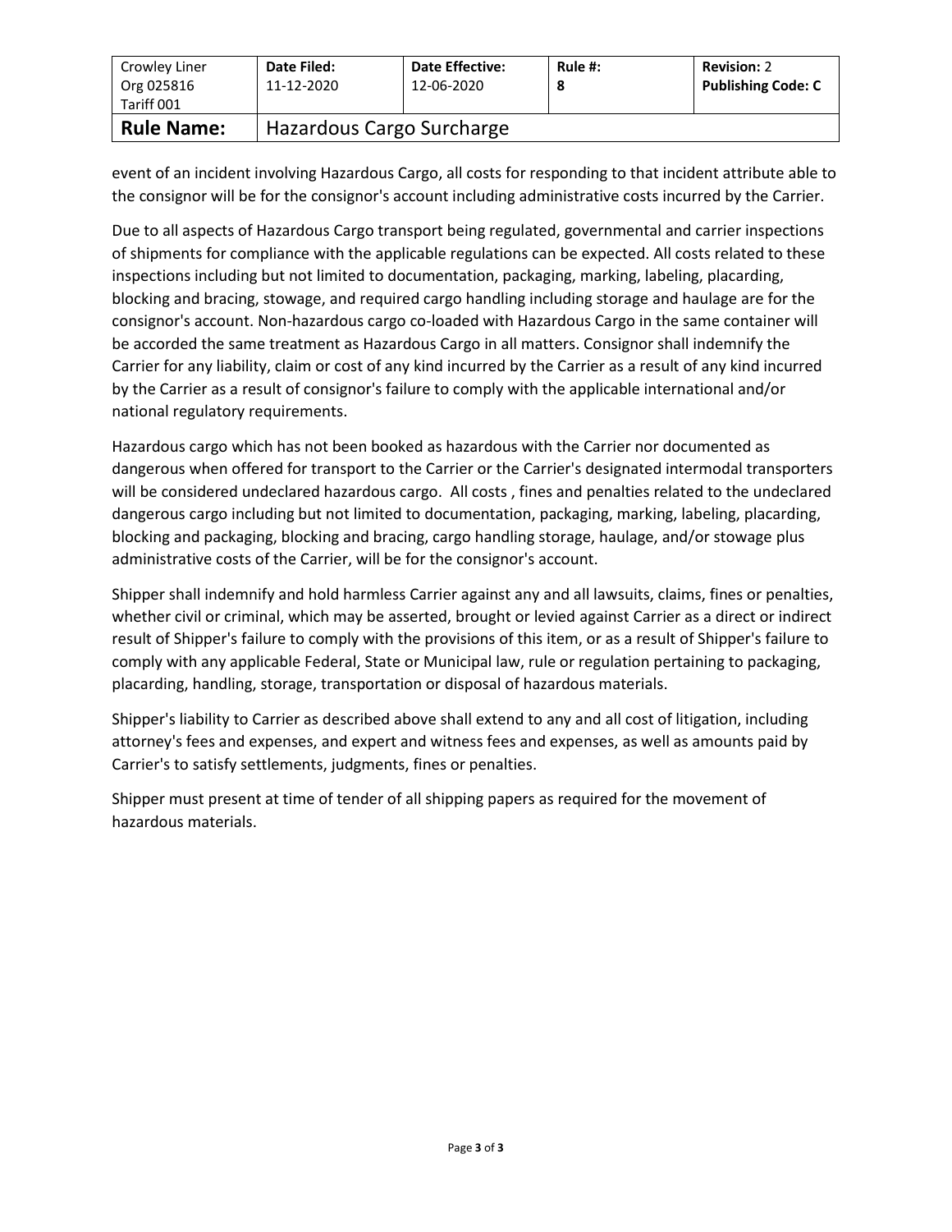| Crowley Liner Org 025816 Tariff 001 | **Date Filed:** 11-12-2020 | **Date Effective:** 12-06-2020 | **Rule #:** **8** | **Revision:** 2 **Publishing Code: C** |
|---|---|---|---|---|
| **Rule Name:** | Hazardous Cargo Surcharge | | | |

event of an incident involving Hazardous Cargo, all costs for responding to that incident attribute able to the consignor will be for the consignor's account including administrative costs incurred by the Carrier.

Due to all aspects of Hazardous Cargo transport being regulated, governmental and carrier inspections of shipments for compliance with the applicable regulations can be expected. All costs related to these inspections including but not limited to documentation, packaging, marking, labeling, placarding, blocking and bracing, stowage, and required cargo handling including storage and haulage are for the consignor's account. Non-hazardous cargo co-loaded with Hazardous Cargo in the same container will be accorded the same treatment as Hazardous Cargo in all matters. Consignor shall indemnify the Carrier for any liability, claim or cost of any kind incurred by the Carrier as a result of any kind incurred by the Carrier as a result of consignor's failure to comply with the applicable international and/or national regulatory requirements.

Hazardous cargo which has not been booked as hazardous with the Carrier nor documented as dangerous when offered for transport to the Carrier or the Carrier's designated intermodal transporters will be considered undeclared hazardous cargo. All costs , fines and penalties related to the undeclared dangerous cargo including but not limited to documentation, packaging, marking, labeling, placarding, blocking and packaging, blocking and bracing, cargo handling storage, haulage, and/or stowage plus administrative costs of the Carrier, will be for the consignor's account.

Shipper shall indemnify and hold harmless Carrier against any and all lawsuits, claims, fines or penalties, whether civil or criminal, which may be asserted, brought or levied against Carrier as a direct or indirect result of Shipper's failure to comply with the provisions of this item, or as a result of Shipper's failure to comply with any applicable Federal, State or Municipal law, rule or regulation pertaining to packaging, placarding, handling, storage, transportation or disposal of hazardous materials.

Shipper's liability to Carrier as described above shall extend to any and all cost of litigation, including attorney's fees and expenses, and expert and witness fees and expenses, as well as amounts paid by Carrier's to satisfy settlements, judgments, fines or penalties.

Shipper must present at time of tender of all shipping papers as required for the movement of hazardous materials.